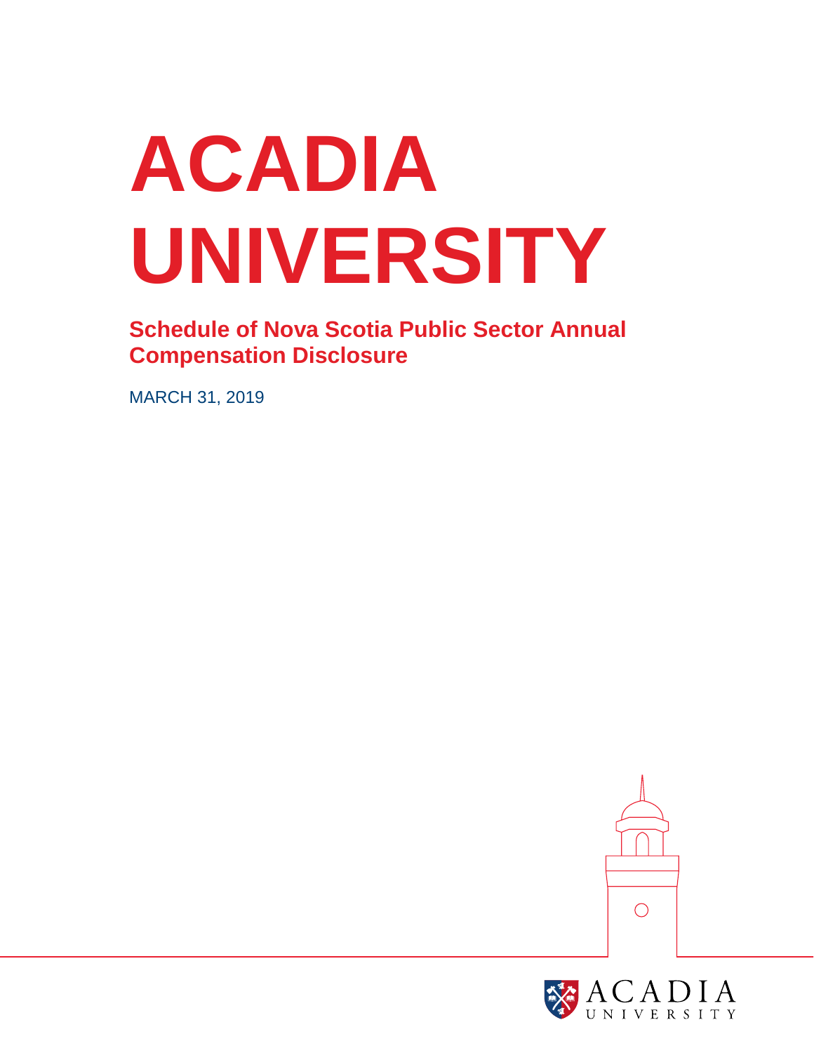# ACADIA UNIVERSITY

## Schedule of Nova Scotia Public Sector Annual Compensation Disclosure

MARCH 31, 2019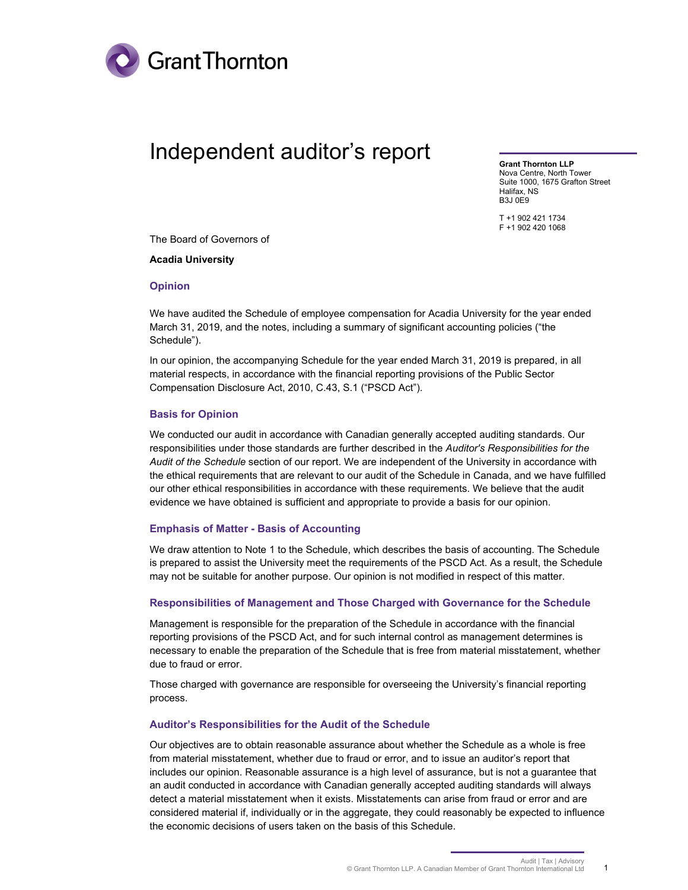# Independent auditor's report

**Grant Thornton LLP**
Nova Centre, North Tower
Suite 1000, 1675 Grafton Street
Halifax, NS
B3J 0E9

T +1 902 421 1734
F +1 902 420 1068

The Board of Governors of

**Acadia University**

### Opinion

We have audited the Schedule of employee compensation for Acadia University for the year ended March 31, 2019, and the notes, including a summary of significant accounting policies ("the Schedule").

In our opinion, the accompanying Schedule for the year ended March 31, 2019 is prepared, in all material respects, in accordance with the financial reporting provisions of the Public Sector Compensation Disclosure Act, 2010, C.43, S.1 ("PSCD Act").

### Basis for Opinion

We conducted our audit in accordance with Canadian generally accepted auditing standards. Our responsibilities under those standards are further described in the *Auditor's Responsibilities for the Audit of the Schedule* section of our report. We are independent of the University in accordance with the ethical requirements that are relevant to our audit of the Schedule in Canada, and we have fulfilled our other ethical responsibilities in accordance with these requirements. We believe that the audit evidence we have obtained is sufficient and appropriate to provide a basis for our opinion.

### Emphasis of Matter - Basis of Accounting

We draw attention to Note 1 to the Schedule, which describes the basis of accounting. The Schedule is prepared to assist the University meet the requirements of the PSCD Act. As a result, the Schedule may not be suitable for another purpose. Our opinion is not modified in respect of this matter.

### Responsibilities of Management and Those Charged with Governance for the Schedule

Management is responsible for the preparation of the Schedule in accordance with the financial reporting provisions of the PSCD Act, and for such internal control as management determines is necessary to enable the preparation of the Schedule that is free from material misstatement, whether due to fraud or error.

Those charged with governance are responsible for overseeing the University's financial reporting process.

### Auditor's Responsibilities for the Audit of the Schedule

Our objectives are to obtain reasonable assurance about whether the Schedule as a whole is free from material misstatement, whether due to fraud or error, and to issue an auditor's report that includes our opinion. Reasonable assurance is a high level of assurance, but is not a guarantee that an audit conducted in accordance with Canadian generally accepted auditing standards will always detect a material misstatement when it exists. Misstatements can arise from fraud or error and are considered material if, individually or in the aggregate, they could reasonably be expected to influence the economic decisions of users taken on the basis of this Schedule.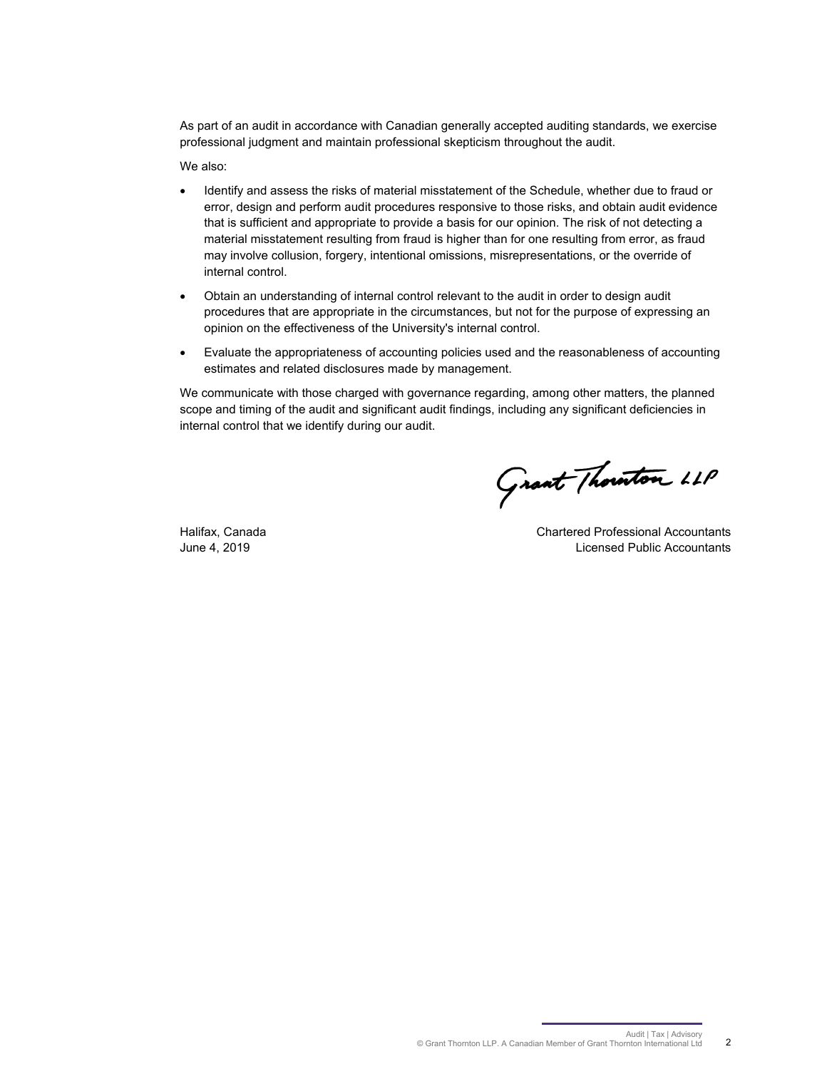As part of an audit in accordance with Canadian generally accepted auditing standards, we exercise professional judgment and maintain professional skepticism throughout the audit.

We also:

- Identify and assess the risks of material misstatement of the Schedule, whether due to fraud or error, design and perform audit procedures responsive to those risks, and obtain audit evidence that is sufficient and appropriate to provide a basis for our opinion. The risk of not detecting a material misstatement resulting from fraud is higher than for one resulting from error, as fraud may involve collusion, forgery, intentional omissions, misrepresentations, or the override of internal control.
- Obtain an understanding of internal control relevant to the audit in order to design audit procedures that are appropriate in the circumstances, but not for the purpose of expressing an opinion on the effectiveness of the University's internal control.
- Evaluate the appropriateness of accounting policies used and the reasonableness of accounting estimates and related disclosures made by management.

We communicate with those charged with governance regarding, among other matters, the planned scope and timing of the audit and significant audit findings, including any significant deficiencies in internal control that we identify during our audit.

Grant Thornton LLP

Halifax, Canada
June 4, 2019

Chartered Professional Accountants
Licensed Public Accountants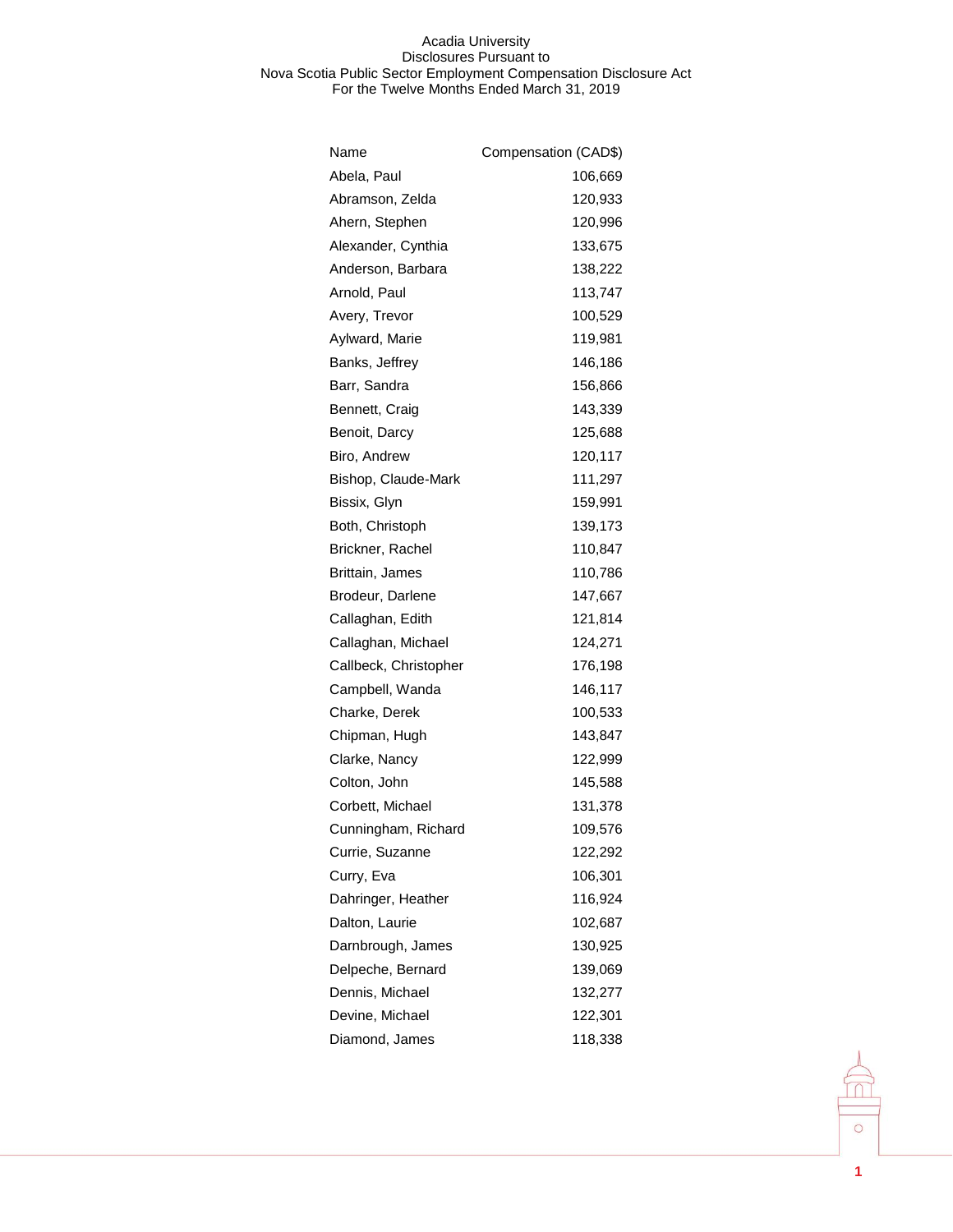Acadia University
Disclosures Pursuant to
Nova Scotia Public Sector Employment Compensation Disclosure Act
For the Twelve Months Ended March 31, 2019

| Name | Compensation (CAD$) |
|---|---|
| Abela, Paul | 106,669 |
| Abramson, Zelda | 120,933 |
| Ahern, Stephen | 120,996 |
| Alexander, Cynthia | 133,675 |
| Anderson, Barbara | 138,222 |
| Arnold, Paul | 113,747 |
| Avery, Trevor | 100,529 |
| Aylward, Marie | 119,981 |
| Banks, Jeffrey | 146,186 |
| Barr, Sandra | 156,866 |
| Bennett, Craig | 143,339 |
| Benoit, Darcy | 125,688 |
| Biro, Andrew | 120,117 |
| Bishop, Claude-Mark | 111,297 |
| Bissix, Glyn | 159,991 |
| Both, Christoph | 139,173 |
| Brickner, Rachel | 110,847 |
| Brittain, James | 110,786 |
| Brodeur, Darlene | 147,667 |
| Callaghan, Edith | 121,814 |
| Callaghan, Michael | 124,271 |
| Callbeck, Christopher | 176,198 |
| Campbell, Wanda | 146,117 |
| Charke, Derek | 100,533 |
| Chipman, Hugh | 143,847 |
| Clarke, Nancy | 122,999 |
| Colton, John | 145,588 |
| Corbett, Michael | 131,378 |
| Cunningham, Richard | 109,576 |
| Currie, Suzanne | 122,292 |
| Curry, Eva | 106,301 |
| Dahringer, Heather | 116,924 |
| Dalton, Laurie | 102,687 |
| Darnbrough, James | 130,925 |
| Delpeche, Bernard | 139,069 |
| Dennis, Michael | 132,277 |
| Devine, Michael | 122,301 |
| Diamond, James | 118,338 |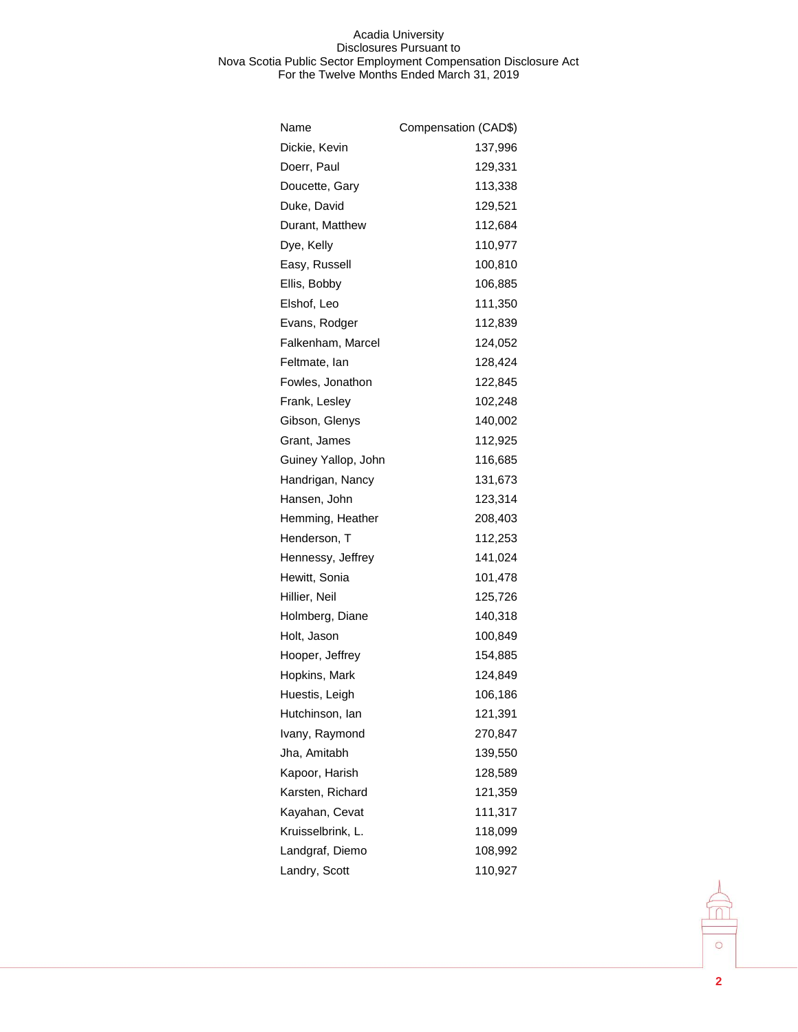Acadia University
Disclosures Pursuant to
Nova Scotia Public Sector Employment Compensation Disclosure Act
For the Twelve Months Ended March 31, 2019

| Name | Compensation (CAD$) |
| --- | --- |
| Dickie, Kevin | 137,996 |
| Doerr, Paul | 129,331 |
| Doucette, Gary | 113,338 |
| Duke, David | 129,521 |
| Durant, Matthew | 112,684 |
| Dye, Kelly | 110,977 |
| Easy, Russell | 100,810 |
| Ellis, Bobby | 106,885 |
| Elshof, Leo | 111,350 |
| Evans, Rodger | 112,839 |
| Falkenham, Marcel | 124,052 |
| Feltmate, Ian | 128,424 |
| Fowles, Jonathon | 122,845 |
| Frank, Lesley | 102,248 |
| Gibson, Glenys | 140,002 |
| Grant, James | 112,925 |
| Guiney Yallop, John | 116,685 |
| Handrigan, Nancy | 131,673 |
| Hansen, John | 123,314 |
| Hemming, Heather | 208,403 |
| Henderson, T | 112,253 |
| Hennessy, Jeffrey | 141,024 |
| Hewitt, Sonia | 101,478 |
| Hillier, Neil | 125,726 |
| Holmberg, Diane | 140,318 |
| Holt, Jason | 100,849 |
| Hooper, Jeffrey | 154,885 |
| Hopkins, Mark | 124,849 |
| Huestis, Leigh | 106,186 |
| Hutchinson, Ian | 121,391 |
| Ivany, Raymond | 270,847 |
| Jha, Amitabh | 139,550 |
| Kapoor, Harish | 128,589 |
| Karsten, Richard | 121,359 |
| Kayahan, Cevat | 111,317 |
| Kruisselbrink, L. | 118,099 |
| Landgraf, Diemo | 108,992 |
| Landry, Scott | 110,927 |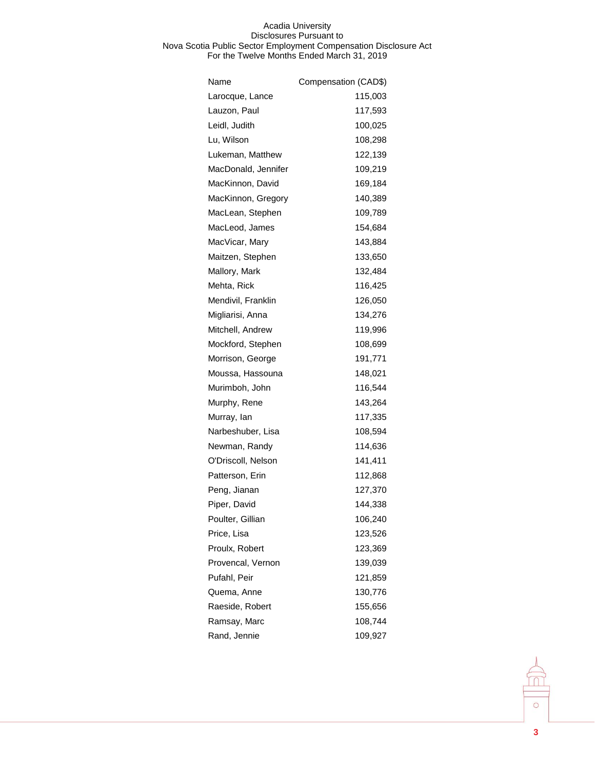Acadia University
Disclosures Pursuant to
Nova Scotia Public Sector Employment Compensation Disclosure Act
For the Twelve Months Ended March 31, 2019

| Name | Compensation (CAD$) |
| --- | --- |
| Larocque, Lance | 115,003 |
| Lauzon, Paul | 117,593 |
| Leidl, Judith | 100,025 |
| Lu, Wilson | 108,298 |
| Lukeman, Matthew | 122,139 |
| MacDonald, Jennifer | 109,219 |
| MacKinnon, David | 169,184 |
| MacKinnon, Gregory | 140,389 |
| MacLean, Stephen | 109,789 |
| MacLeod, James | 154,684 |
| MacVicar, Mary | 143,884 |
| Maitzen, Stephen | 133,650 |
| Mallory, Mark | 132,484 |
| Mehta, Rick | 116,425 |
| Mendivil, Franklin | 126,050 |
| Migliarisi, Anna | 134,276 |
| Mitchell, Andrew | 119,996 |
| Mockford, Stephen | 108,699 |
| Morrison, George | 191,771 |
| Moussa, Hassouna | 148,021 |
| Murimboh, John | 116,544 |
| Murphy, Rene | 143,264 |
| Murray, Ian | 117,335 |
| Narbeshuber, Lisa | 108,594 |
| Newman, Randy | 114,636 |
| O'Driscoll, Nelson | 141,411 |
| Patterson, Erin | 112,868 |
| Peng, Jianan | 127,370 |
| Piper, David | 144,338 |
| Poulter, Gillian | 106,240 |
| Price, Lisa | 123,526 |
| Proulx, Robert | 123,369 |
| Provencal, Vernon | 139,039 |
| Pufahl, Peir | 121,859 |
| Quema, Anne | 130,776 |
| Raeside, Robert | 155,656 |
| Ramsay, Marc | 108,744 |
| Rand, Jennie | 109,927 |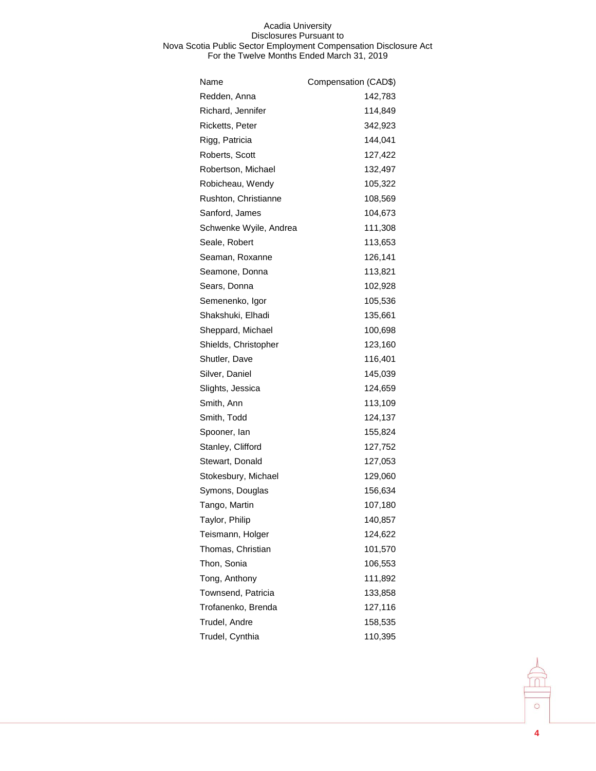Acadia University
Disclosures Pursuant to
Nova Scotia Public Sector Employment Compensation Disclosure Act
For the Twelve Months Ended March 31, 2019

| Name | Compensation (CAD$) |
| --- | --- |
| Redden, Anna | 142,783 |
| Richard, Jennifer | 114,849 |
| Ricketts, Peter | 342,923 |
| Rigg, Patricia | 144,041 |
| Roberts, Scott | 127,422 |
| Robertson, Michael | 132,497 |
| Robicheau, Wendy | 105,322 |
| Rushton, Christianne | 108,569 |
| Sanford, James | 104,673 |
| Schwenke Wyile, Andrea | 111,308 |
| Seale, Robert | 113,653 |
| Seaman, Roxanne | 126,141 |
| Seamone, Donna | 113,821 |
| Sears, Donna | 102,928 |
| Semenenko, Igor | 105,536 |
| Shakshuki, Elhadi | 135,661 |
| Sheppard, Michael | 100,698 |
| Shields, Christopher | 123,160 |
| Shutler, Dave | 116,401 |
| Silver, Daniel | 145,039 |
| Slights, Jessica | 124,659 |
| Smith, Ann | 113,109 |
| Smith, Todd | 124,137 |
| Spooner, Ian | 155,824 |
| Stanley, Clifford | 127,752 |
| Stewart, Donald | 127,053 |
| Stokesbury, Michael | 129,060 |
| Symons, Douglas | 156,634 |
| Tango, Martin | 107,180 |
| Taylor, Philip | 140,857 |
| Teismann, Holger | 124,622 |
| Thomas, Christian | 101,570 |
| Thon, Sonia | 106,553 |
| Tong, Anthony | 111,892 |
| Townsend, Patricia | 133,858 |
| Trofanenko, Brenda | 127,116 |
| Trudel, Andre | 158,535 |
| Trudel, Cynthia | 110,395 |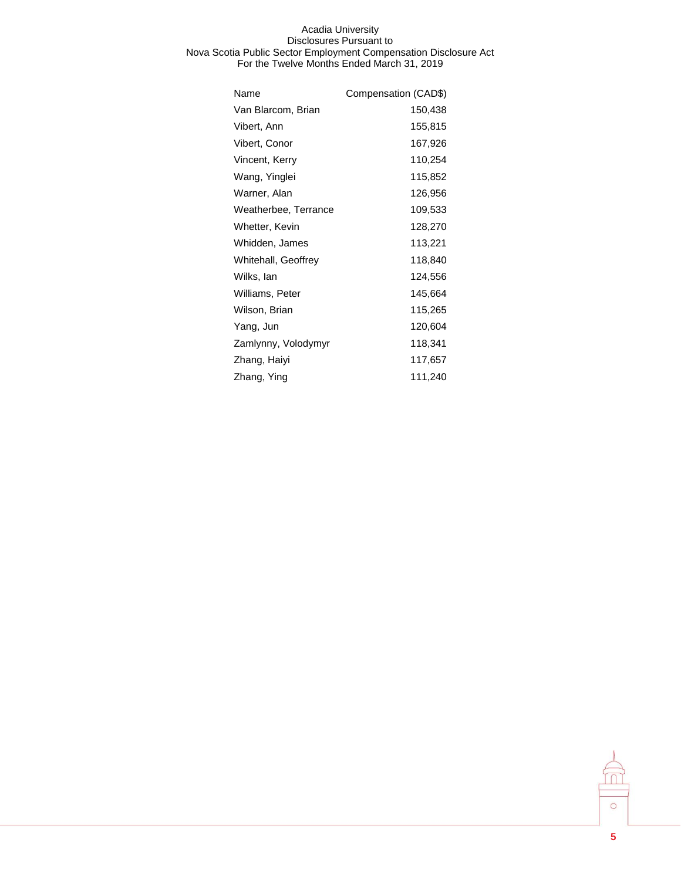Acadia University
Disclosures Pursuant to
Nova Scotia Public Sector Employment Compensation Disclosure Act
For the Twelve Months Ended March 31, 2019

| Name | Compensation (CAD$) |
| --- | --- |
| Van Blarcom, Brian | 150,438 |
| Vibert, Ann | 155,815 |
| Vibert, Conor | 167,926 |
| Vincent, Kerry | 110,254 |
| Wang, Yinglei | 115,852 |
| Warner, Alan | 126,956 |
| Weatherbee, Terrance | 109,533 |
| Whetter, Kevin | 128,270 |
| Whidden, James | 113,221 |
| Whitehall, Geoffrey | 118,840 |
| Wilks, Ian | 124,556 |
| Williams, Peter | 145,664 |
| Wilson, Brian | 115,265 |
| Yang, Jun | 120,604 |
| Zamlynny, Volodymyr | 118,341 |
| Zhang, Haiyi | 117,657 |
| Zhang, Ying | 111,240 |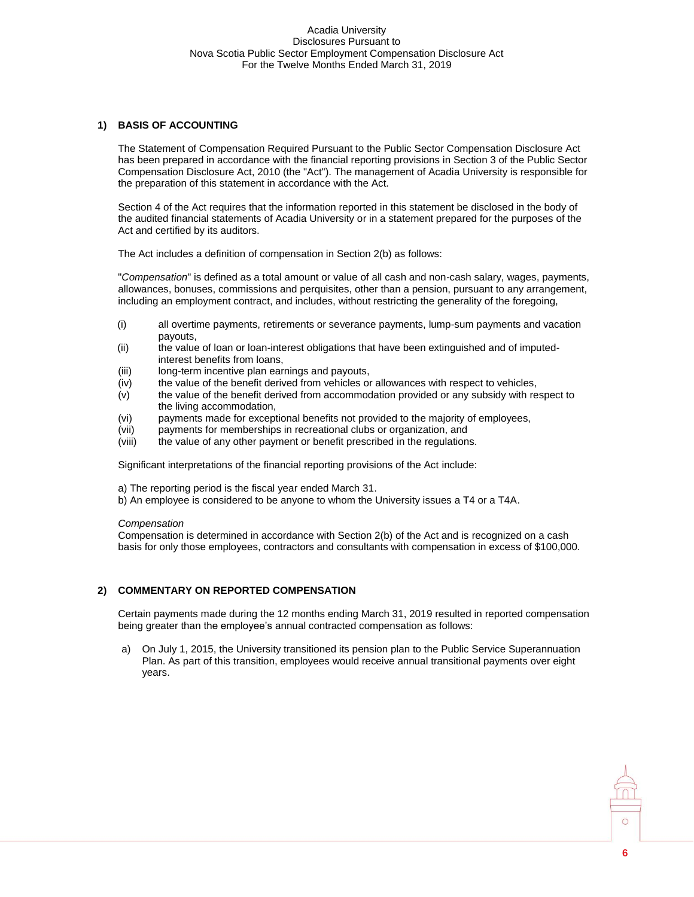Acadia University
Disclosures Pursuant to
Nova Scotia Public Sector Employment Compensation Disclosure Act
For the Twelve Months Ended March 31, 2019

## 1) BASIS OF ACCOUNTING

The Statement of Compensation Required Pursuant to the Public Sector Compensation Disclosure Act has been prepared in accordance with the financial reporting provisions in Section 3 of the Public Sector Compensation Disclosure Act, 2010 (the "Act"). The management of Acadia University is responsible for the preparation of this statement in accordance with the Act.

Section 4 of the Act requires that the information reported in this statement be disclosed in the body of the audited financial statements of Acadia University or in a statement prepared for the purposes of the Act and certified by its auditors.

The Act includes a definition of compensation in Section 2(b) as follows:

"*Compensation*" is defined as a total amount or value of all cash and non-cash salary, wages, payments, allowances, bonuses, commissions and perquisites, other than a pension, pursuant to any arrangement, including an employment contract, and includes, without restricting the generality of the foregoing,

- (i) all overtime payments, retirements or severance payments, lump-sum payments and vacation payouts,
- (ii) the value of loan or loan-interest obligations that have been extinguished and of imputed-interest benefits from loans,
- (iii) long-term incentive plan earnings and payouts,
- (iv) the value of the benefit derived from vehicles or allowances with respect to vehicles,
- (v) the value of the benefit derived from accommodation provided or any subsidy with respect to the living accommodation,
- (vi) payments made for exceptional benefits not provided to the majority of employees,
- (vii) payments for memberships in recreational clubs or organization, and
- (viii) the value of any other payment or benefit prescribed in the regulations.

Significant interpretations of the financial reporting provisions of the Act include:

a) The reporting period is the fiscal year ended March 31.
b) An employee is considered to be anyone to whom the University issues a T4 or a T4A.

*Compensation*
Compensation is determined in accordance with Section 2(b) of the Act and is recognized on a cash basis for only those employees, contractors and consultants with compensation in excess of $100,000.

## 2) COMMENTARY ON REPORTED COMPENSATION

Certain payments made during the 12 months ending March 31, 2019 resulted in reported compensation being greater than the employee's annual contracted compensation as follows:

a) On July 1, 2015, the University transitioned its pension plan to the Public Service Superannuation Plan. As part of this transition, employees would receive annual transitional payments over eight years.